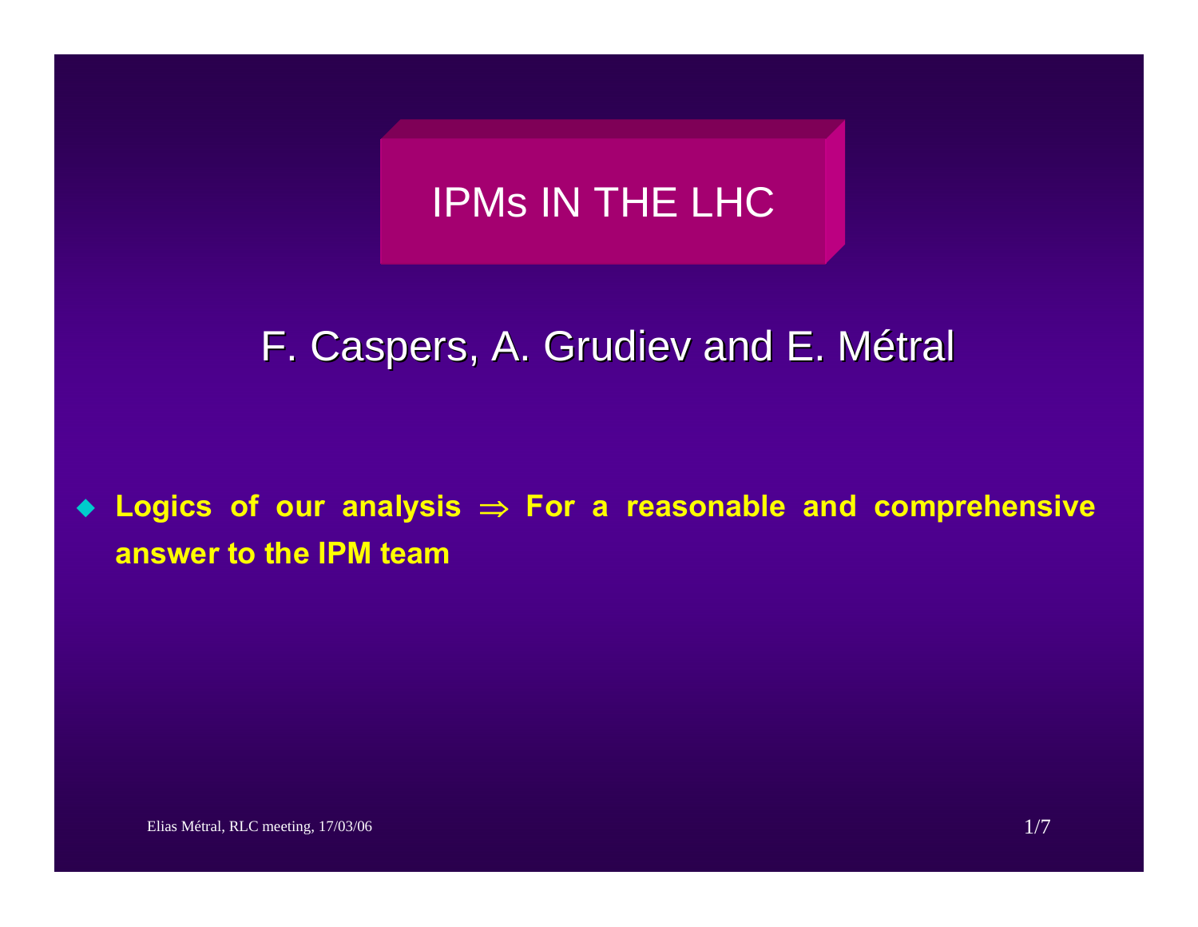# IPMs IN THE LHC

F. Caspers, A. Grudiev and E. Métral

- **Logics of our analysis $\Rightarrow$ For a reasonable and comprehensive answer to the IPM team**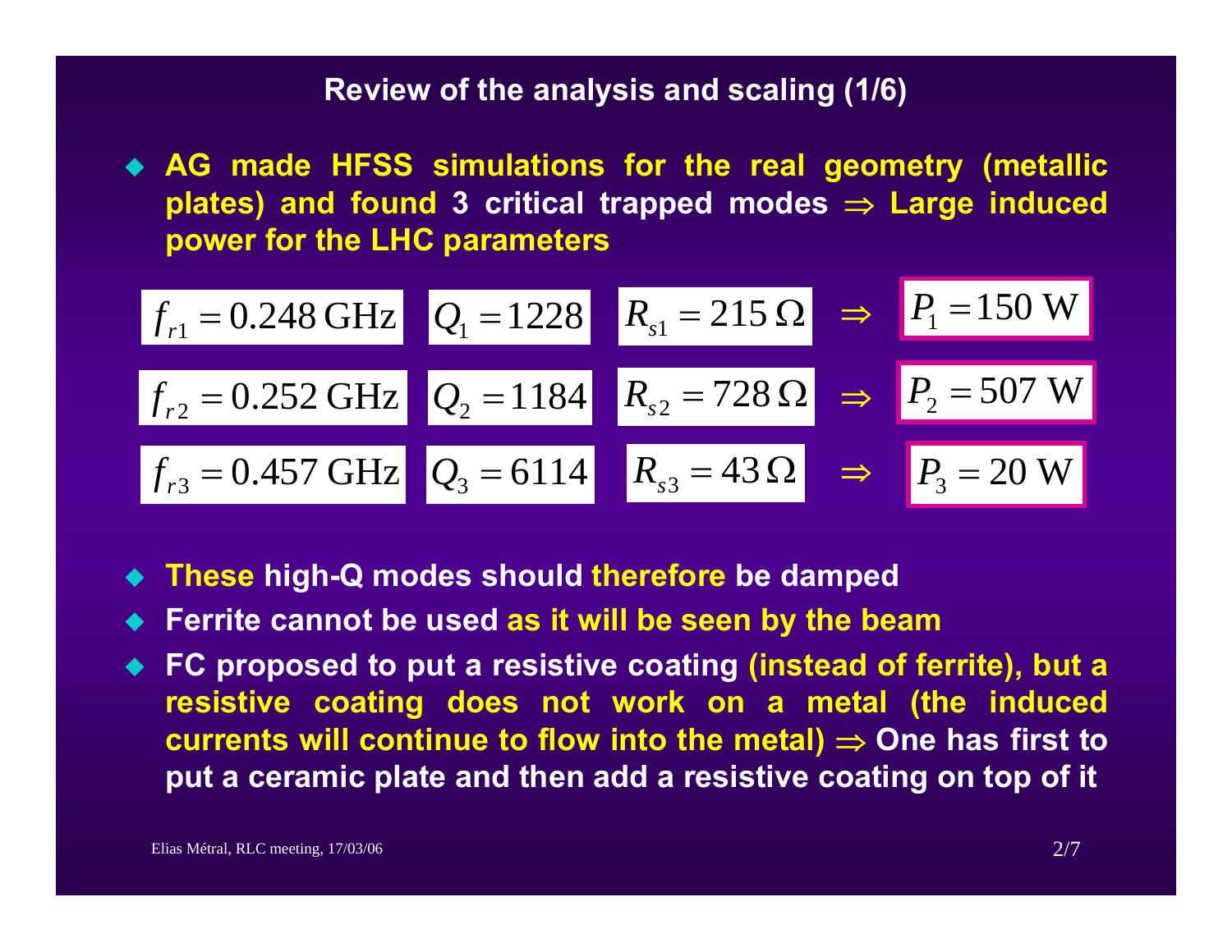## Review of the analysis and scaling (1/6)

- **AG made HFSS simulations for the real geometry (metallic plates) and found 3 critical trapped modes $\Rightarrow$ Large induced power for the LHC parameters**

$$f_{r1} = 0.248\,\text{GHz} \quad Q_1 = 1228 \quad R_{s1} = 215\,\Omega \quad \Rightarrow \quad P_1 = 150\text{ W}$$

$$f_{r2} = 0.252\,\text{GHz} \quad Q_2 = 1184 \quad R_{s2} = 728\,\Omega \quad \Rightarrow \quad P_2 = 507\text{ W}$$

$$f_{r3} = 0.457\,\text{GHz} \quad Q_3 = 6114 \quad R_{s3} = 43\,\Omega \quad \Rightarrow \quad P_3 = 20\text{ W}$$

- **These high-Q modes should therefore be damped**
- **Ferrite cannot be used as it will be seen by the beam**
- **FC proposed to put a resistive coating (instead of ferrite), but a resistive coating does not work on a metal (the induced currents will continue to flow into the metal) $\Rightarrow$ One has first to put a ceramic plate and then add a resistive coating on top of it**

Elias Métral, RLC meeting, 17/03/06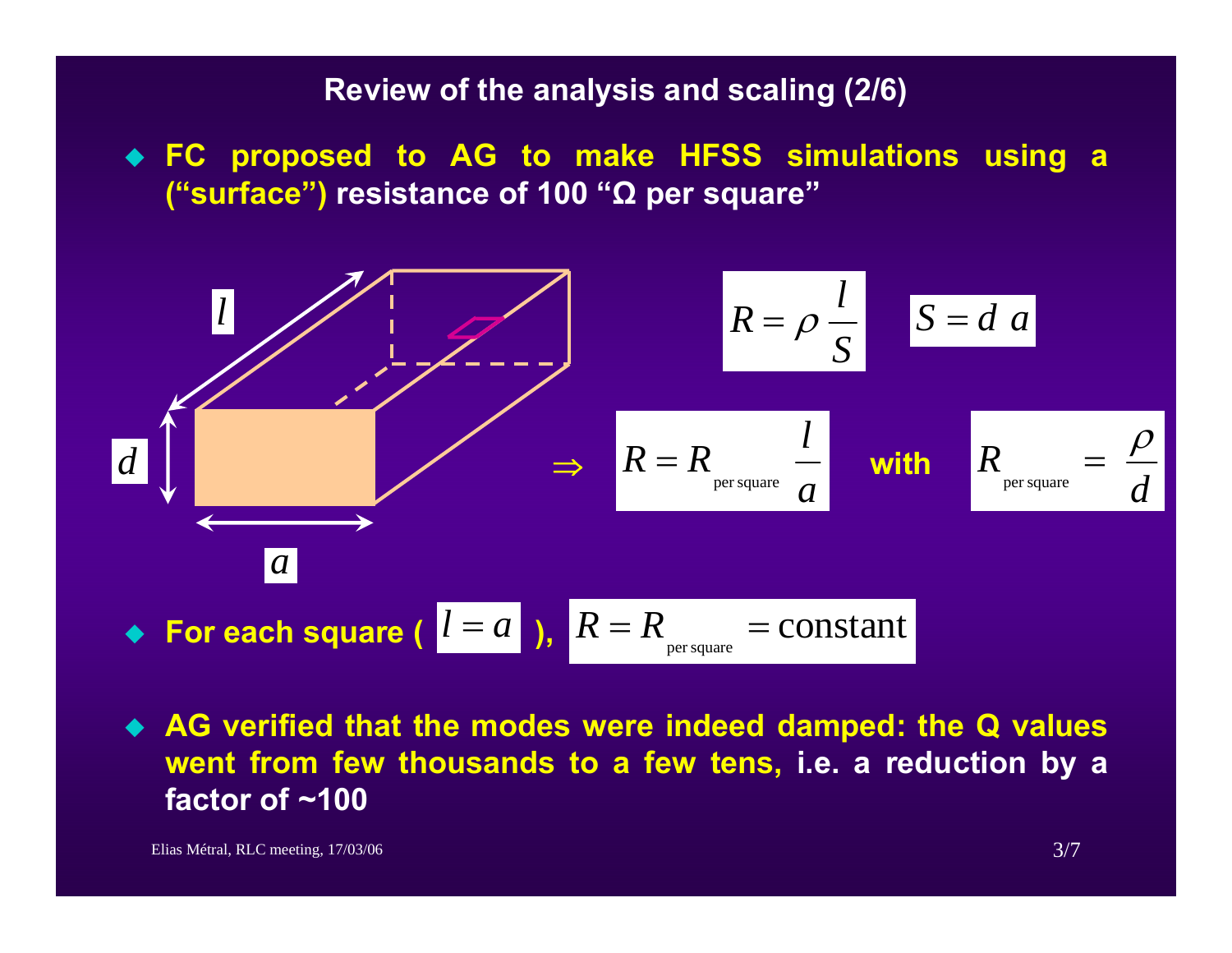## Review of the analysis and scaling (2/6)

- FC proposed to AG to make HFSS simulations using a ("surface") resistance of 100 "Ω per square"

$l$

$d$

$a$

$$R = \rho \, \frac{l}{S} \qquad S = d \; a$$

$$\Rightarrow \quad R = R_{\text{per square}} \, \frac{l}{a} \quad \text{with} \quad R_{\text{per square}} = \frac{\rho}{d}$$

- For each square ( $l = a$ ), $R = R_{\text{per square}} = \text{constant}$

- AG verified that the modes were indeed damped: the Q values went from few thousands to a few tens, i.e. a reduction by a factor of ~100

Elias Métral, RLC meeting, 17/03/06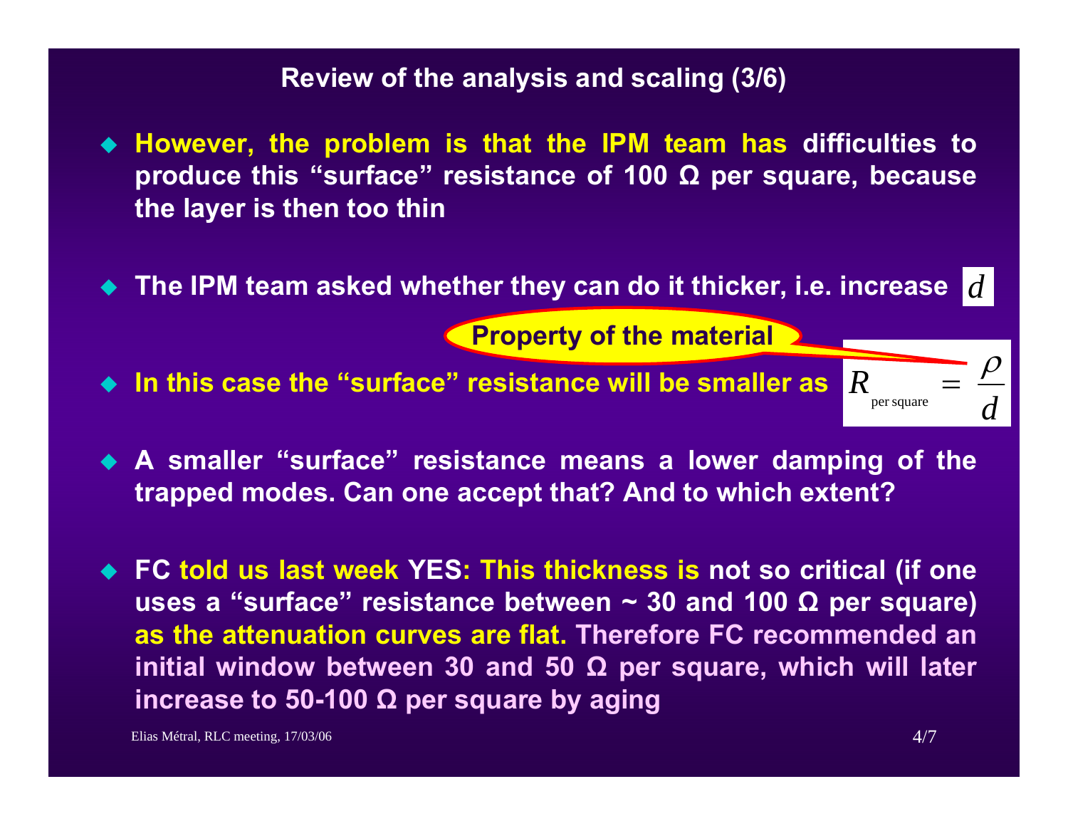## Review of the analysis and scaling (3/6)

- **However, the problem is that the IPM team has difficulties to produce this "surface" resistance of 100 Ω per square, because the layer is then too thin**

- **The IPM team asked whether they can do it thicker, i.e. increase $d$**

- **In this case the "surface" resistance will be smaller as** $R_{\text{per square}} = \dfrac{\rho}{d}$ (**Property of the material**: $\rho$)

- **A smaller "surface" resistance means a lower damping of the trapped modes. Can one accept that? And to which extent?**

- **FC told us last week YES: This thickness is not so critical (if one uses a "surface" resistance between ~ 30 and 100 Ω per square) as the attenuation curves are flat. Therefore FC recommended an initial window between 30 and 50 Ω per square, which will later increase to 50-100 Ω per square by aging**

Elias Métral, RLC meeting, 17/03/06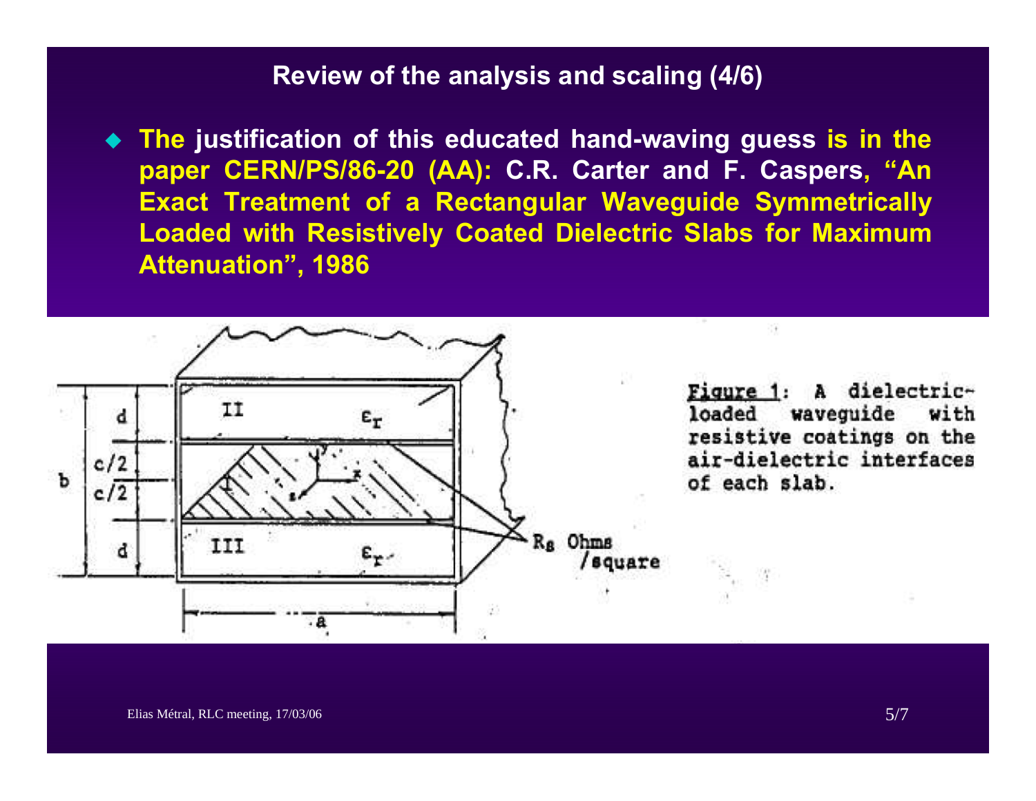## Review of the analysis and scaling (4/6)

- **The justification of this educated hand-waving guess is in the paper CERN/PS/86-20 (AA): C.R. Carter and F. Caspers, "An Exact Treatment of a Rectangular Waveguide Symmetrically Loaded with Resistively Coated Dielectric Slabs for Maximum Attenuation", 1986**

Figure 1: A dielectric-loaded waveguide with resistive coatings on the air-dielectric interfaces of each slab.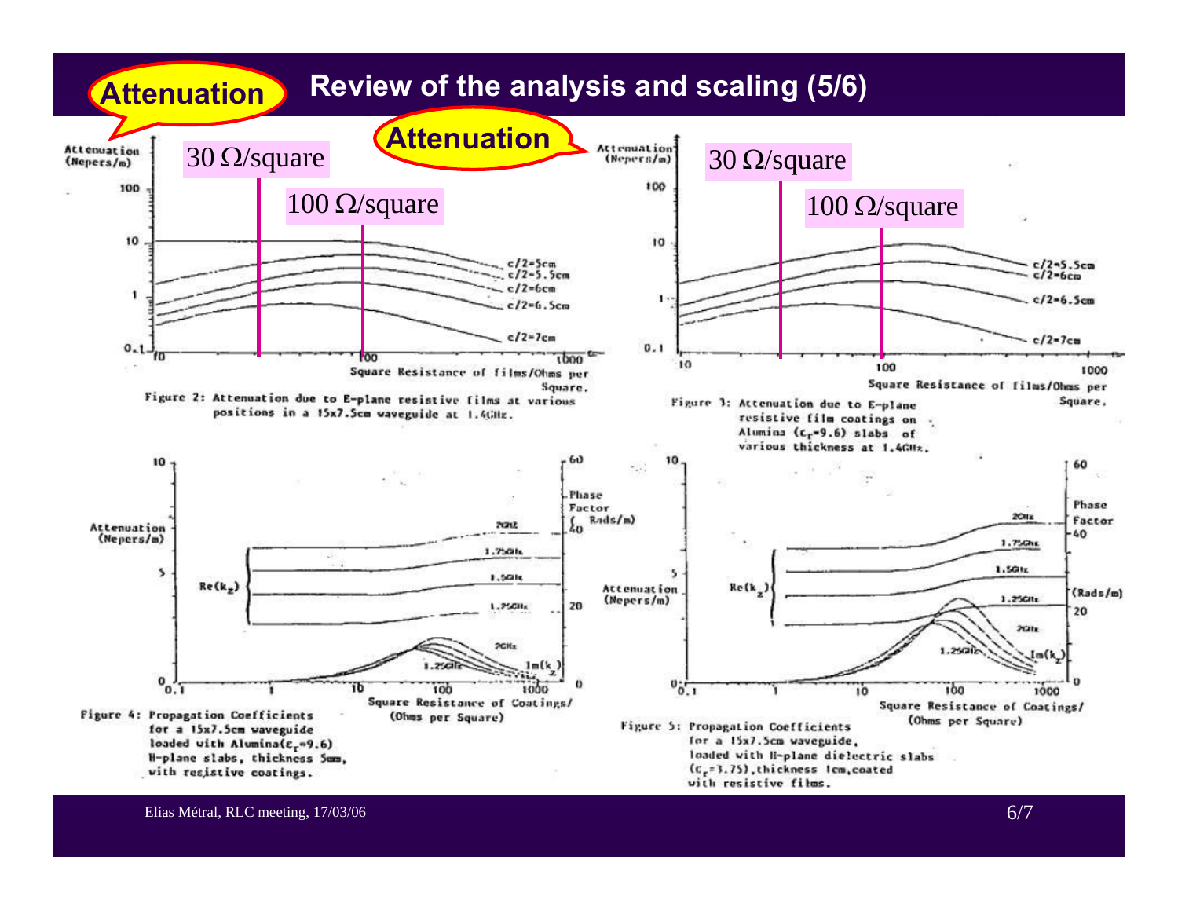# Review of the analysis and scaling (5/6)

**Attenuation**

30 Ω/square

100 Ω/square

Figure 2: Attenuation due to E-plane resistive films at various positions in a 15x7.5cm waveguide at 1.4GHz.

**Attenuation**

30 Ω/square

100 Ω/square

Figure 3: Attenuation due to E-plane resistive film coatings on Alumina ($\varepsilon_r$=9.6) slabs of various thickness at 1.4GHz.

Figure 4: Propagation Coefficients for a 15x7.5cm waveguide loaded with Alumina($\varepsilon_r$=9.6) H-plane slabs, thickness 5mm, with resistive coatings.

Figure 5: Propagation Coefficients for a 15x7.5cm waveguide, loaded with H-plane dielectric slabs ($\varepsilon_r$=3.75), thickness 1cm, coated with resistive films.

Elias Métral, RLC meeting, 17/03/06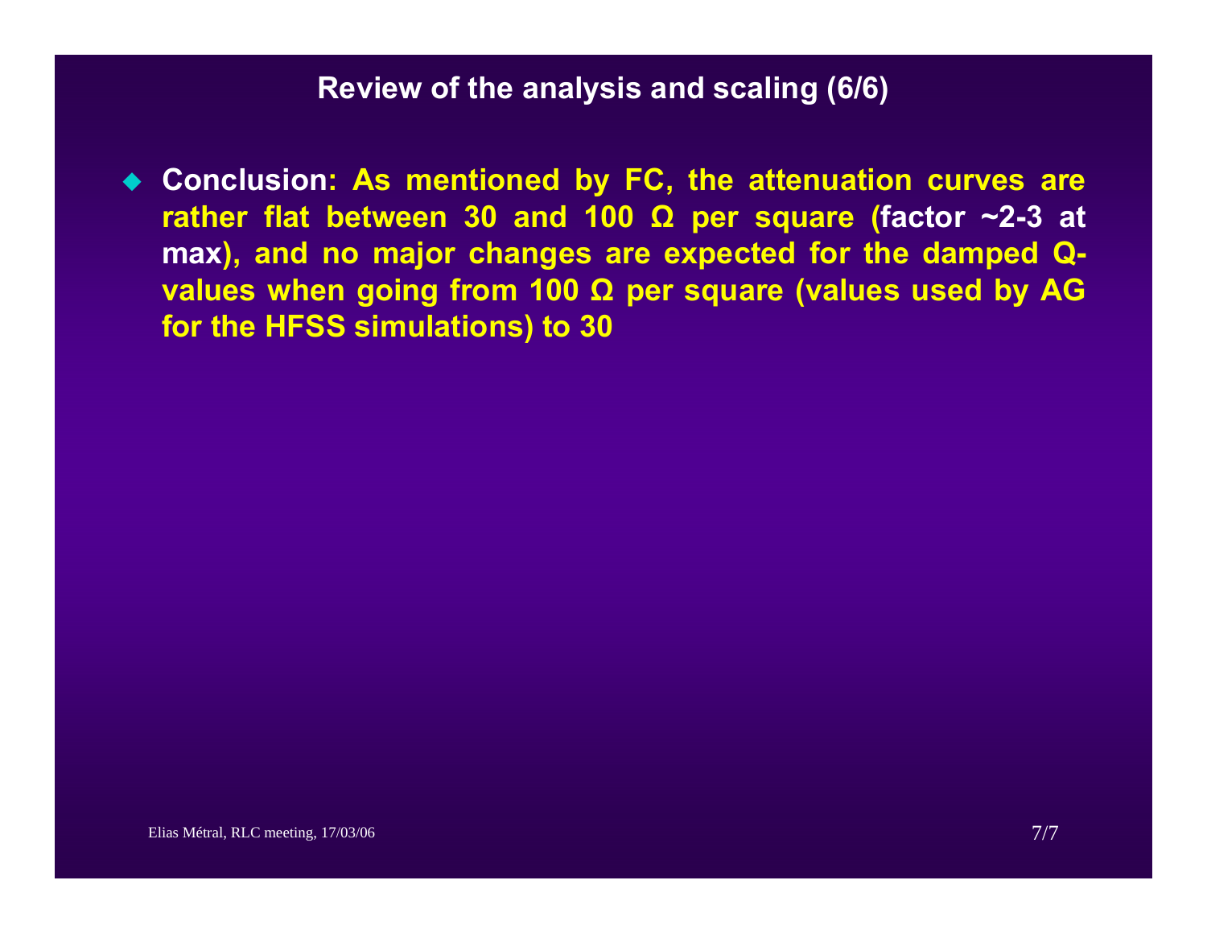## Review of the analysis and scaling (6/6)

- **Conclusion: As mentioned by FC, the attenuation curves are rather flat between 30 and 100 Ω per square (factor ~2-3 at max), and no major changes are expected for the damped Q-values when going from 100 Ω per square (values used by AG for the HFSS simulations) to 30**

Elias Métral, RLC meeting, 17/03/06